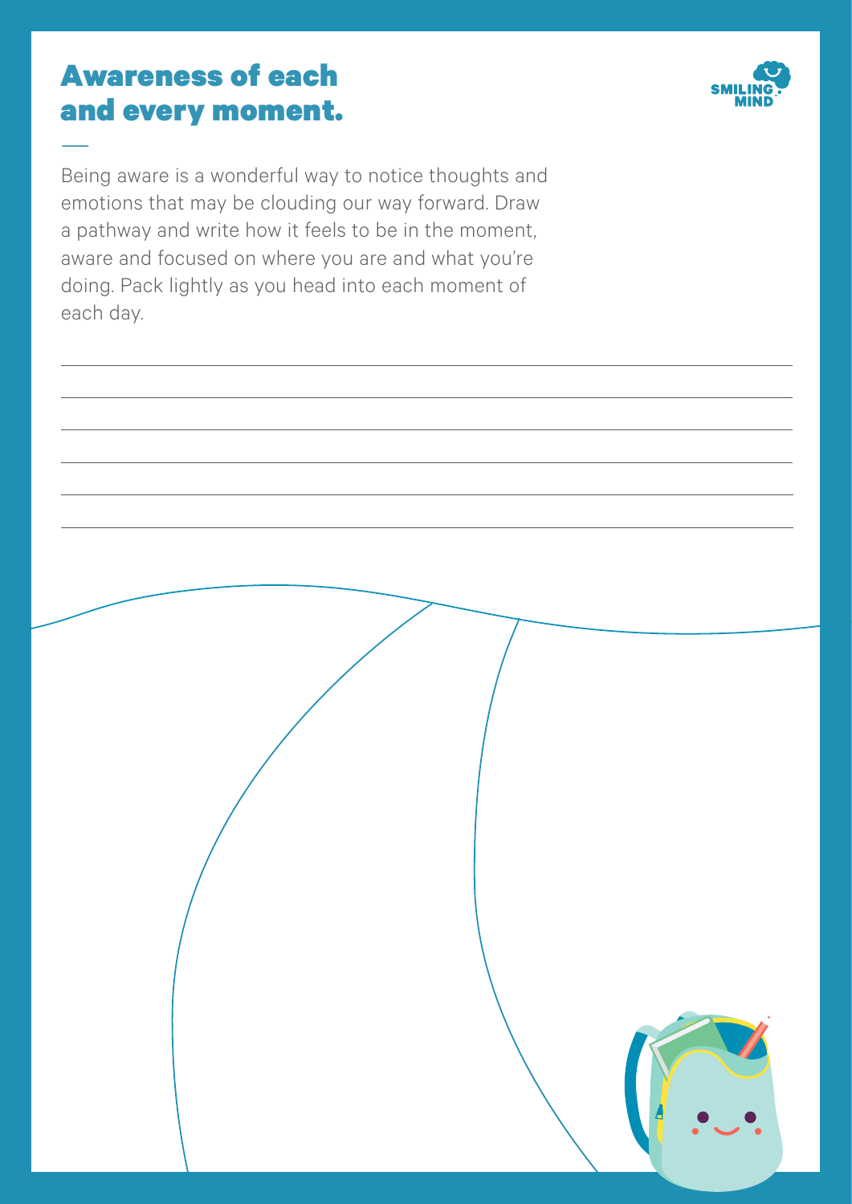# Awareness of each and every moment.

Being aware is a wonderful way to notice thoughts and emotions that may be clouding our way forward. Draw a pathway and write how it feels to be in the moment, aware and focused on where you are and what you're doing. Pack lightly as you head into each moment of each day.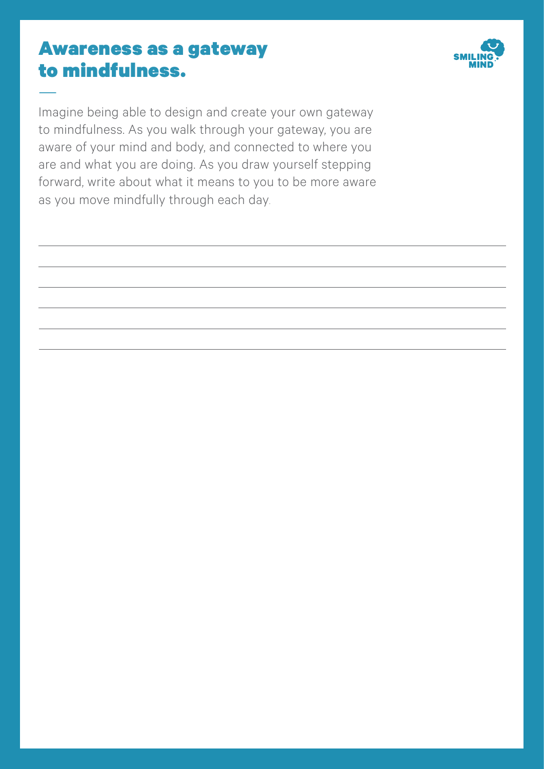# Awareness as a gateway to mindfulness.

Imagine being able to design and create your own gateway to mindfulness. As you walk through your gateway, you are aware of your mind and body, and connected to where you are and what you are doing. As you draw yourself stepping forward, write about what it means to you to be more aware as you move mindfully through each day.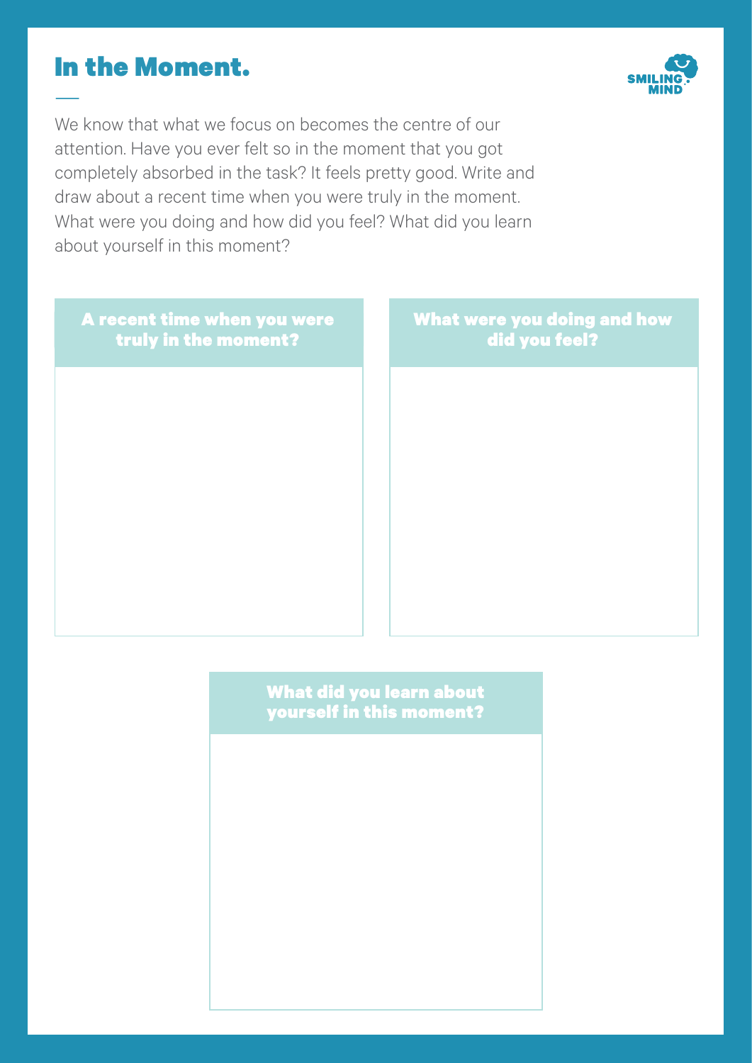# In the Moment.

We know that what we focus on becomes the centre of our attention. Have you ever felt so in the moment that you got completely absorbed in the task? It feels pretty good. Write and draw about a recent time when you were truly in the moment. What were you doing and how did you feel? What did you learn about yourself in this moment?

**A recent time when you were truly in the moment?**

**What were you doing and how did you feel?**

**What did you learn about yourself in this moment?**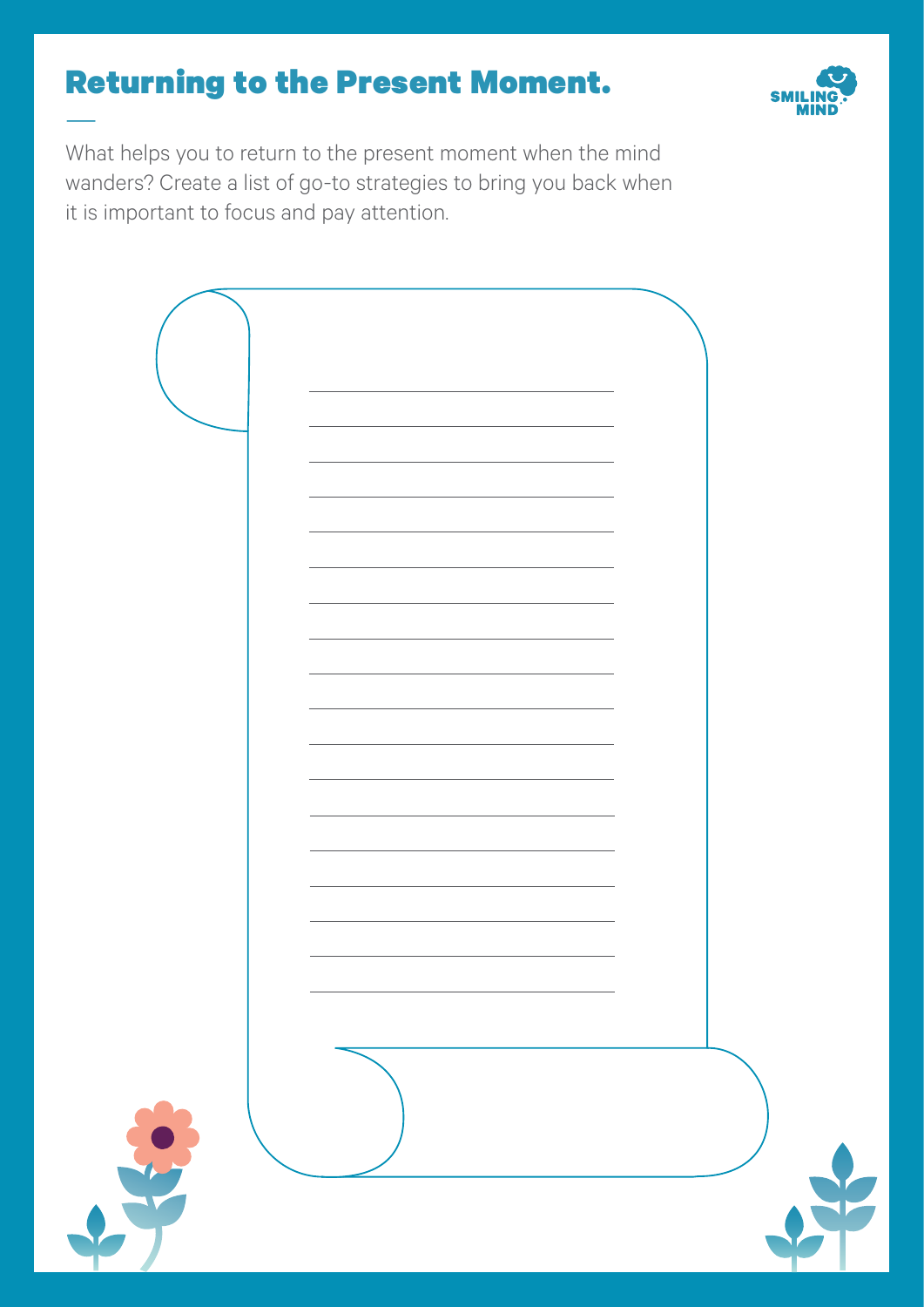# Returning to the Present Moment.

What helps you to return to the present moment when the mind wanders? Create a list of go-to strategies to bring you back when it is important to focus and pay attention.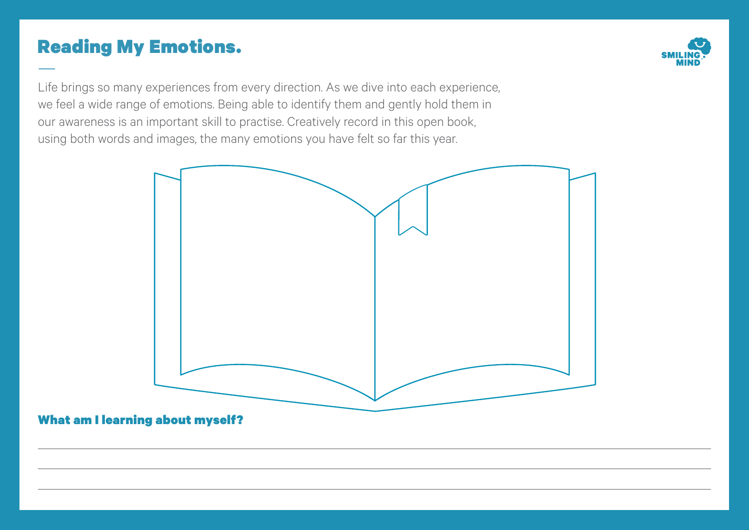# Reading My Emotions.

Life brings so many experiences from every direction. As we dive into each experience, we feel a wide range of emotions. Being able to identify them and gently hold them in our awareness is an important skill to practise. Creatively record in this open book, using both words and images, the many emotions you have felt so far this year.

**What am I learning about myself?**

\_\_\_\_\_\_\_\_\_\_\_\_\_\_\_\_\_\_\_\_\_\_\_\_\_\_\_\_\_\_\_\_\_\_\_\_\_\_\_\_\_\_\_\_\_\_\_\_\_\_\_\_\_\_\_\_\_\_\_\_\_\_\_\_\_\_\_\_\_\_\_\_\_\_\_\_\_\_

\_\_\_\_\_\_\_\_\_\_\_\_\_\_\_\_\_\_\_\_\_\_\_\_\_\_\_\_\_\_\_\_\_\_\_\_\_\_\_\_\_\_\_\_\_\_\_\_\_\_\_\_\_\_\_\_\_\_\_\_\_\_\_\_\_\_\_\_\_\_\_\_\_\_\_\_\_\_

\_\_\_\_\_\_\_\_\_\_\_\_\_\_\_\_\_\_\_\_\_\_\_\_\_\_\_\_\_\_\_\_\_\_\_\_\_\_\_\_\_\_\_\_\_\_\_\_\_\_\_\_\_\_\_\_\_\_\_\_\_\_\_\_\_\_\_\_\_\_\_\_\_\_\_\_\_\_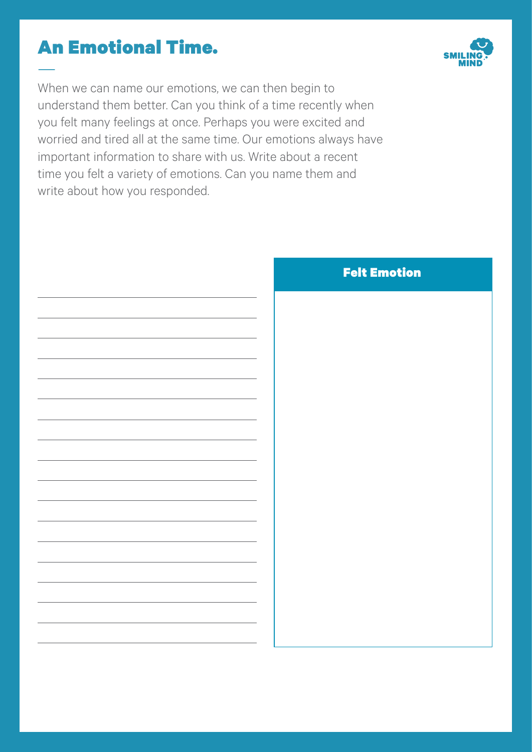# An Emotional Time.

When we can name our emotions, we can then begin to understand them better. Can you think of a time recently when you felt many feelings at once. Perhaps you were excited and worried and tired all at the same time. Our emotions always have important information to share with us. Write about a recent time you felt a variety of emotions. Can you name them and write about how you responded.

**Felt Emotion**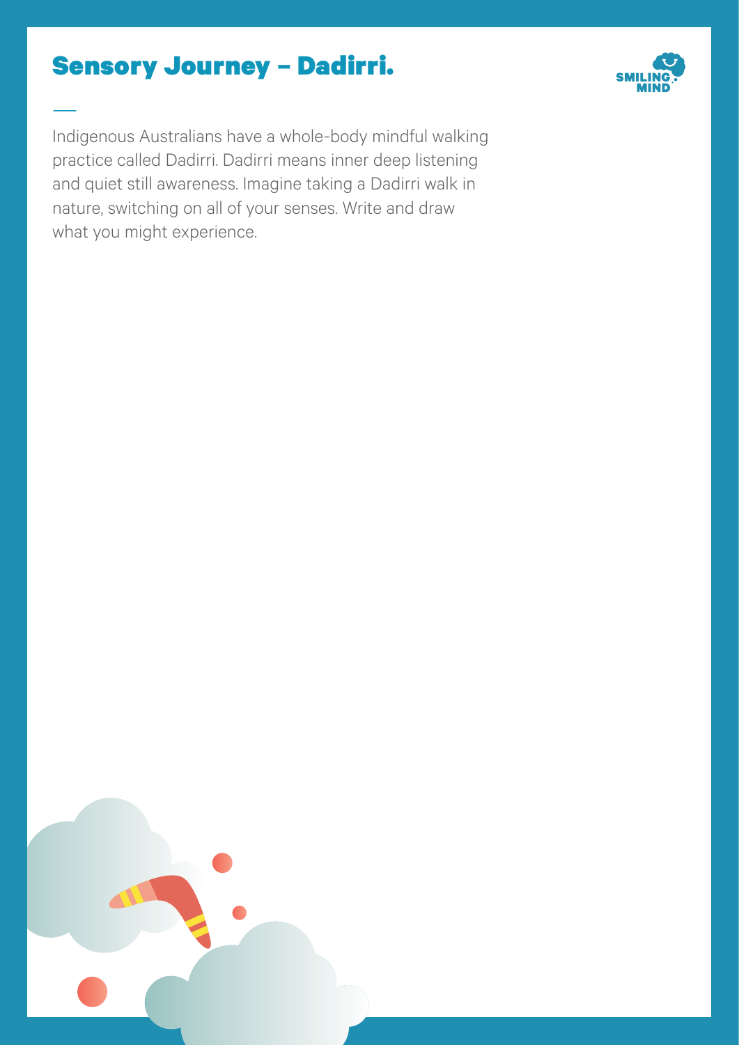# Sensory Journey – Dadirri.

Indigenous Australians have a whole-body mindful walking practice called Dadirri. Dadirri means inner deep listening and quiet still awareness. Imagine taking a Dadirri walk in nature, switching on all of your senses. Write and draw what you might experience.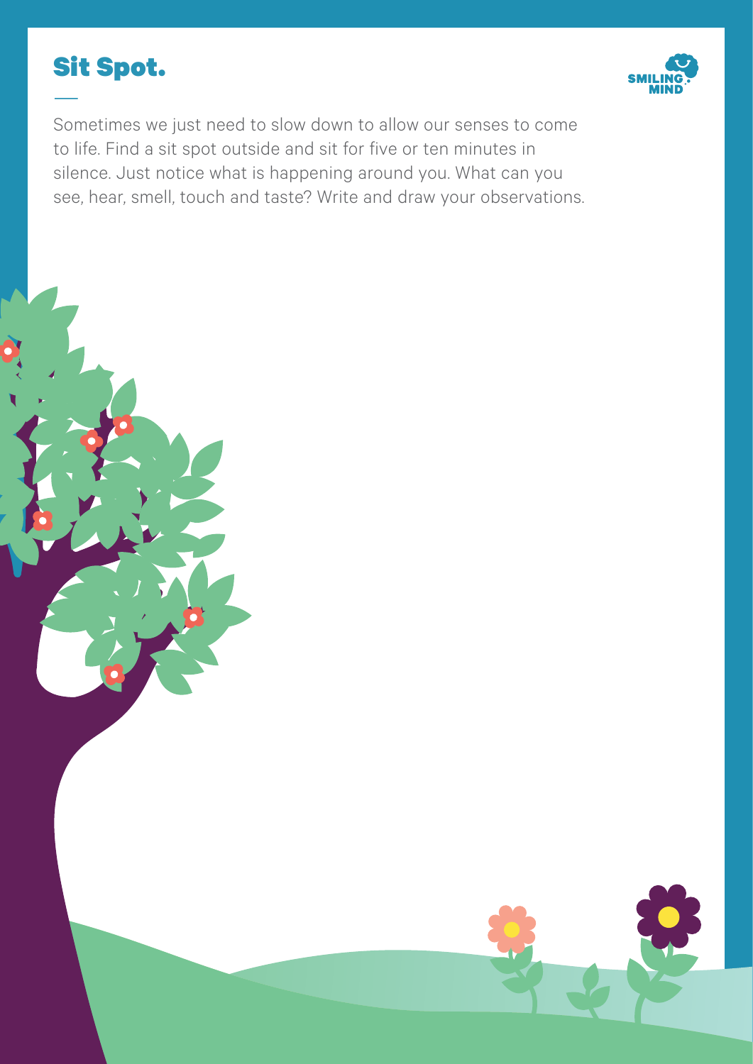# Sit Spot.

Sometimes we just need to slow down to allow our senses to come to life. Find a sit spot outside and sit for five or ten minutes in silence. Just notice what is happening around you. What can you see, hear, smell, touch and taste? Write and draw your observations.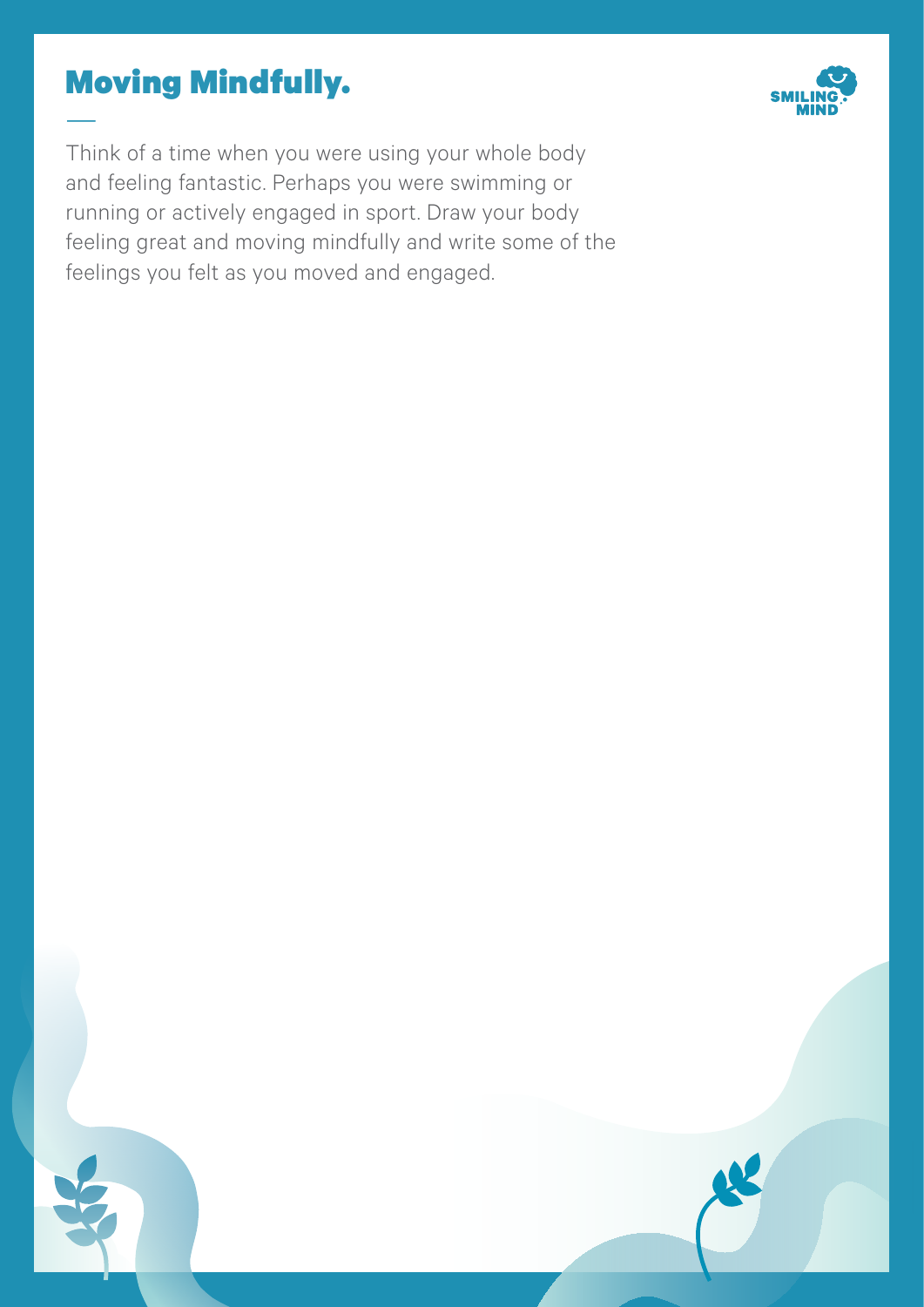# Moving Mindfully.

Think of a time when you were using your whole body and feeling fantastic. Perhaps you were swimming or running or actively engaged in sport. Draw your body feeling great and moving mindfully and write some of the feelings you felt as you moved and engaged.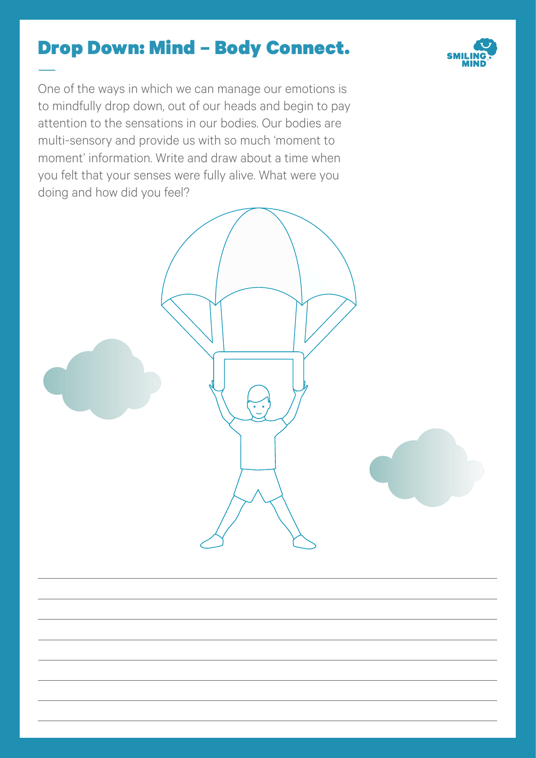# Drop Down: Mind – Body Connect.

One of the ways in which we can manage our emotions is to mindfully drop down, out of our heads and begin to pay attention to the sensations in our bodies. Our bodies are multi-sensory and provide us with so much 'moment to moment' information. Write and draw about a time when you felt that your senses were fully alive. What were you doing and how did you feel?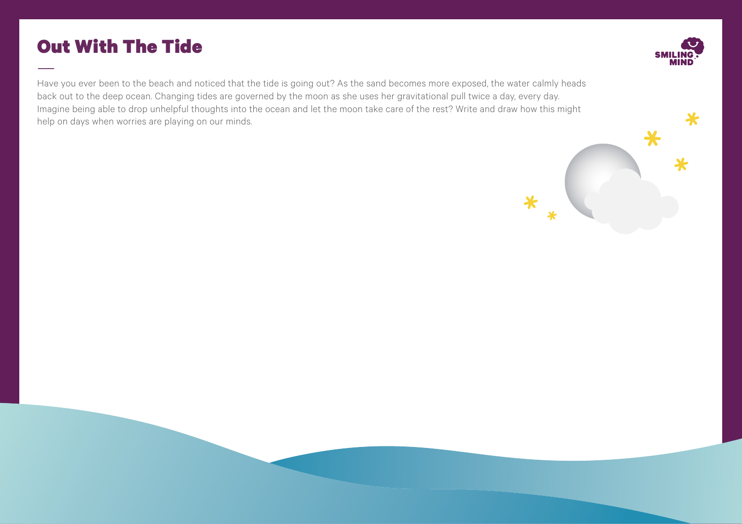# Out With The Tide

Have you ever been to the beach and noticed that the tide is going out? As the sand becomes more exposed, the water calmly heads back out to the deep ocean. Changing tides are governed by the moon as she uses her gravitational pull twice a day, every day. Imagine being able to drop unhelpful thoughts into the ocean and let the moon take care of the rest? Write and draw how this might help on days when worries are playing on our minds.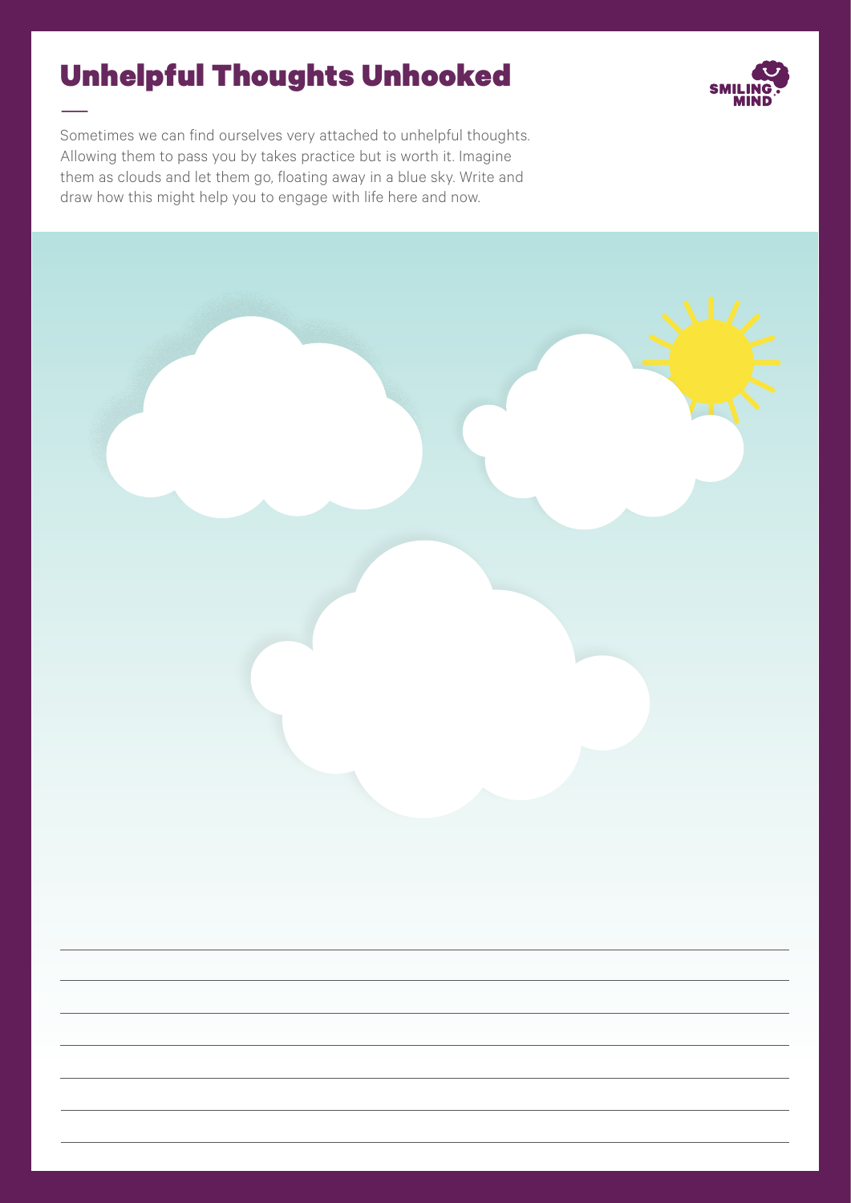# Unhelpful Thoughts Unhooked

Sometimes we can find ourselves very attached to unhelpful thoughts. Allowing them to pass you by takes practice but is worth it. Imagine them as clouds and let them go, floating away in a blue sky. Write and draw how this might help you to engage with life here and now.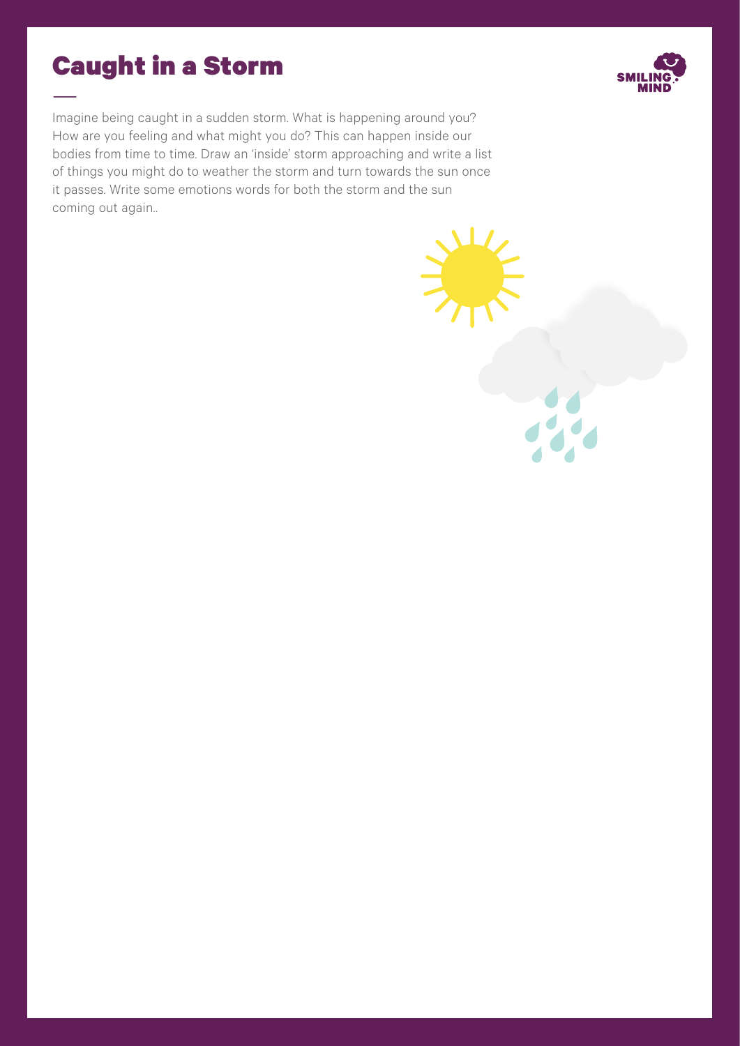# Caught in a Storm

Imagine being caught in a sudden storm. What is happening around you? How are you feeling and what might you do? This can happen inside our bodies from time to time. Draw an 'inside' storm approaching and write a list of things you might do to weather the storm and turn towards the sun once it passes. Write some emotions words for both the storm and the sun coming out again..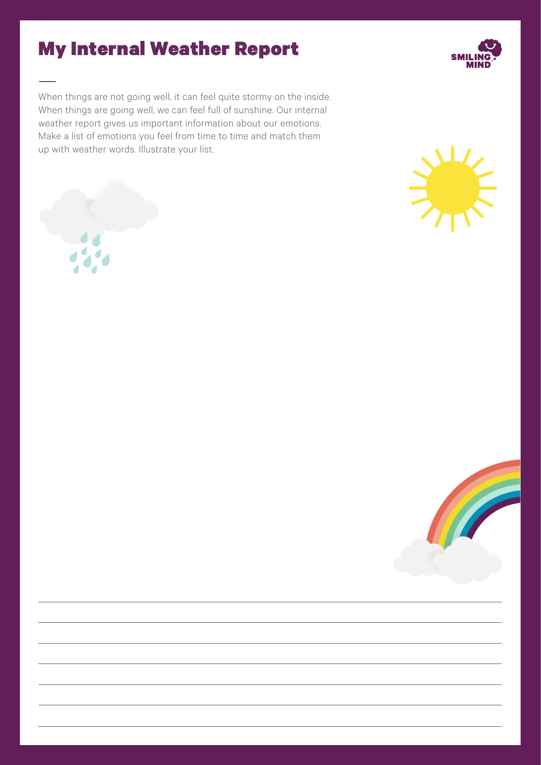# My Internal Weather Report

When things are not going well, it can feel quite stormy on the inside. When things are going well, we can feel full of sunshine. Our internal weather report gives us important information about our emotions. Make a list of emotions you feel from time to time and match them up with weather words. Illustrate your list.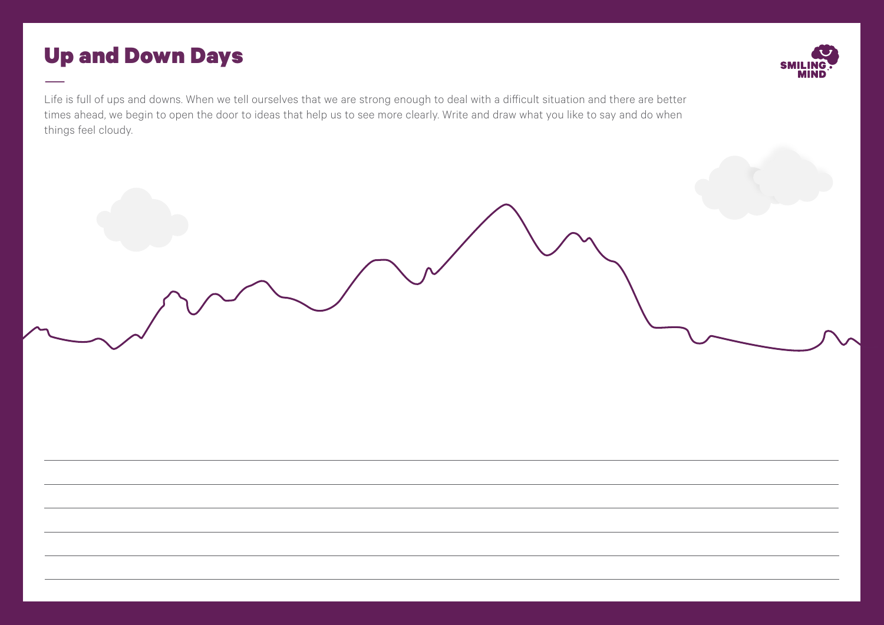# Up and Down Days

Life is full of ups and downs. When we tell ourselves that we are strong enough to deal with a difficult situation and there are better times ahead, we begin to open the door to ideas that help us to see more clearly. Write and draw what you like to say and do when things feel cloudy.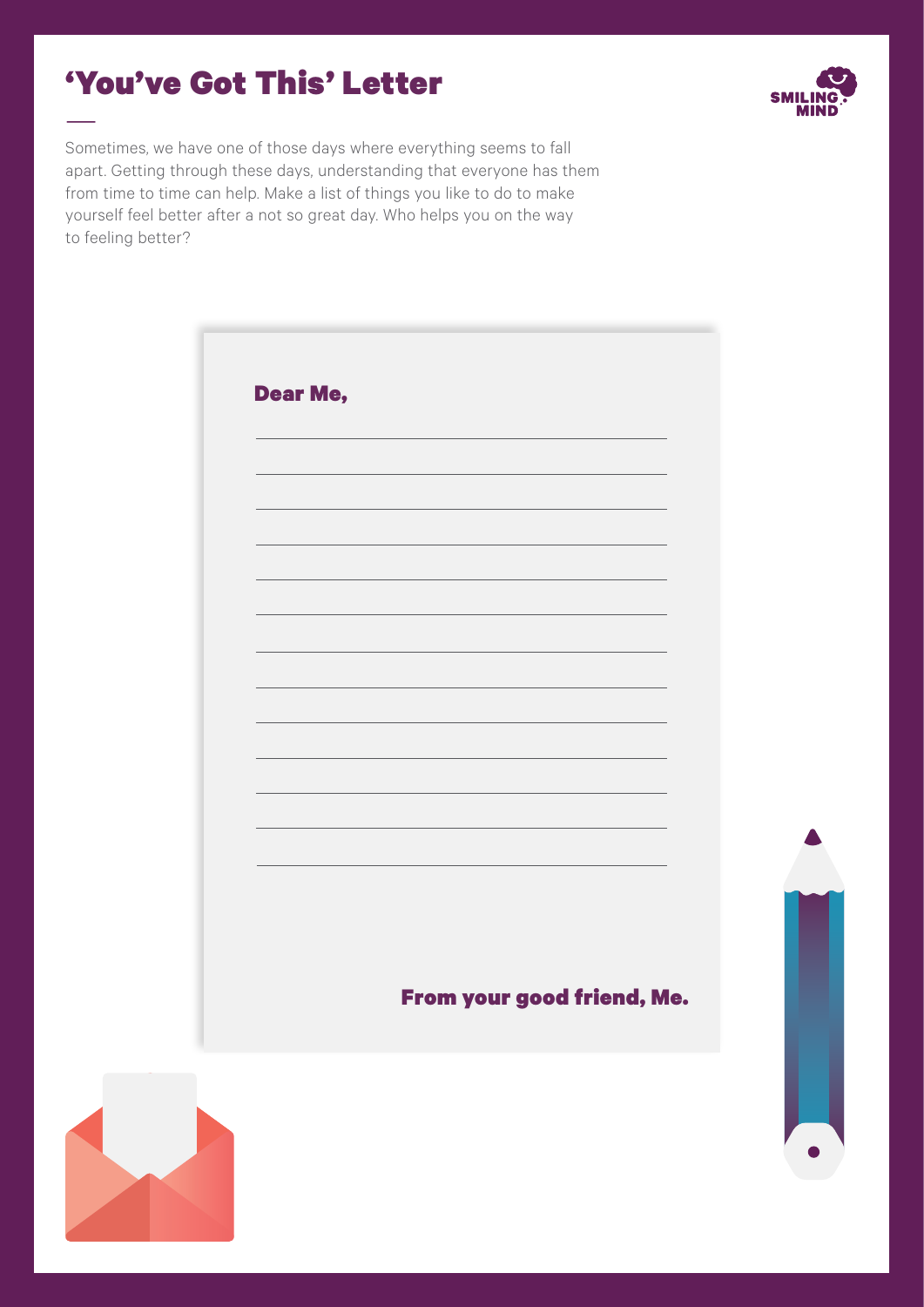# 'You've Got This' Letter

Sometimes, we have one of those days where everything seems to fall apart. Getting through these days, understanding that everyone has them from time to time can help. Make a list of things you like to do to make yourself feel better after a not so great day. Who helps you on the way to feeling better?

**Dear Me,**

______________________________________________

______________________________________________

______________________________________________

______________________________________________

______________________________________________

______________________________________________

______________________________________________

______________________________________________

______________________________________________

______________________________________________

______________________________________________

______________________________________________

______________________________________________

**From your good friend, Me.**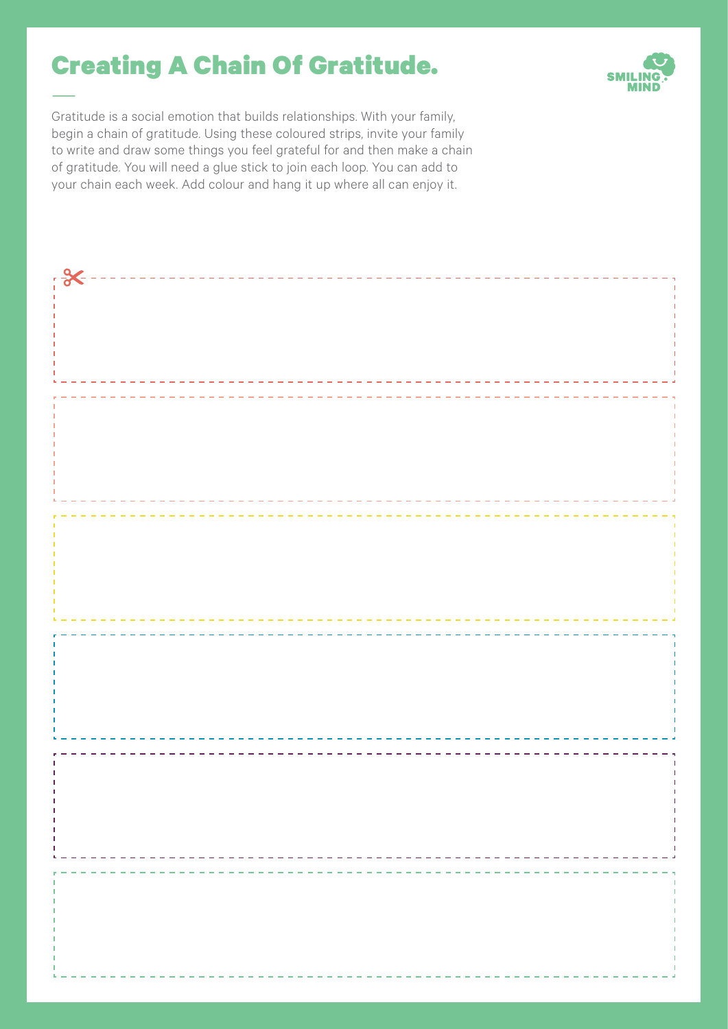# Creating A Chain Of Gratitude.

SMILING MIND

Gratitude is a social emotion that builds relationships. With your family, begin a chain of gratitude. Using these coloured strips, invite your family to write and draw some things you feel grateful for and then make a chain of gratitude. You will need a glue stick to join each loop. You can add to your chain each week. Add colour and hang it up where all can enjoy it.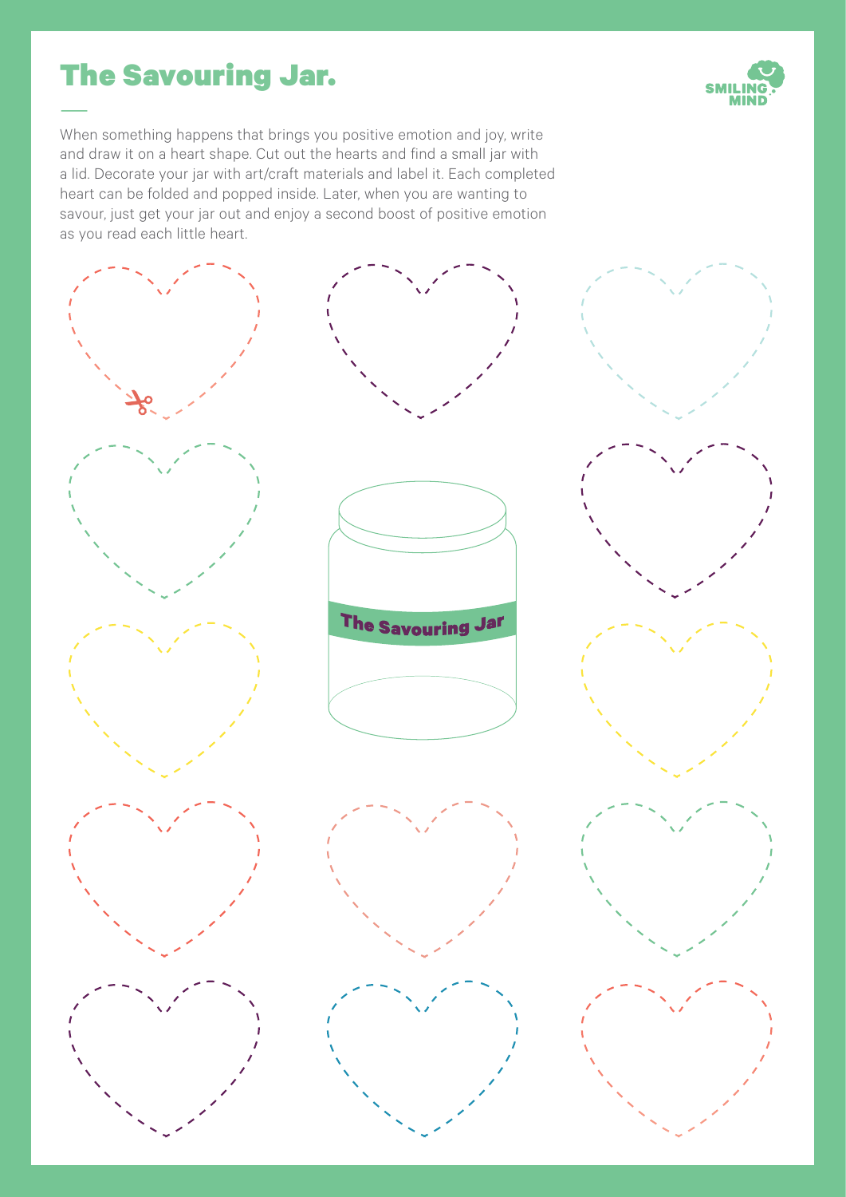# The Savouring Jar.

When something happens that brings you positive emotion and joy, write and draw it on a heart shape. Cut out the hearts and find a small jar with a lid. Decorate your jar with art/craft materials and label it. Each completed heart can be folded and popped inside. Later, when you are wanting to savour, just get your jar out and enjoy a second boost of positive emotion as you read each little heart.

The Savouring Jar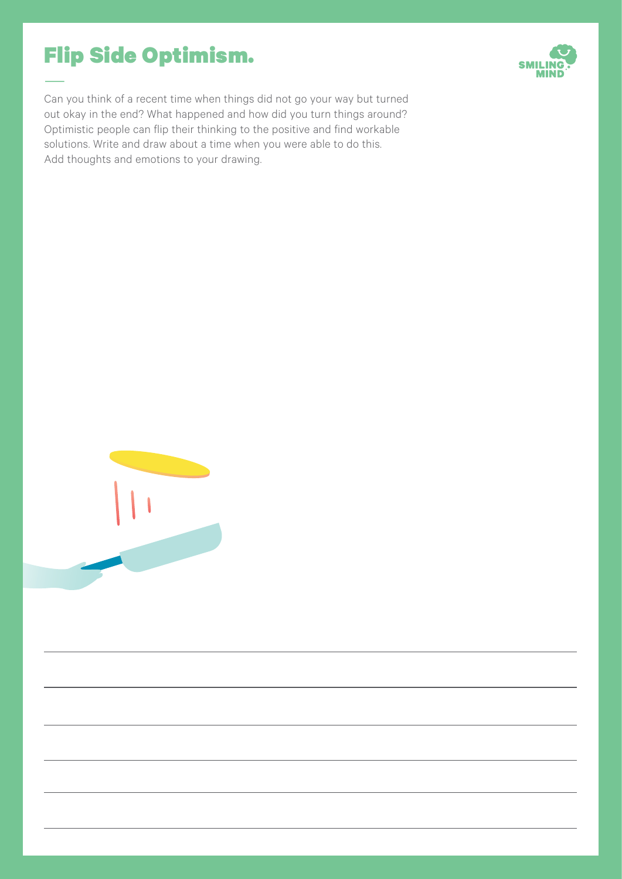# Flip Side Optimism.

Can you think of a recent time when things did not go your way but turned out okay in the end? What happened and how did you turn things around? Optimistic people can flip their thinking to the positive and find workable solutions. Write and draw about a time when you were able to do this. Add thoughts and emotions to your drawing.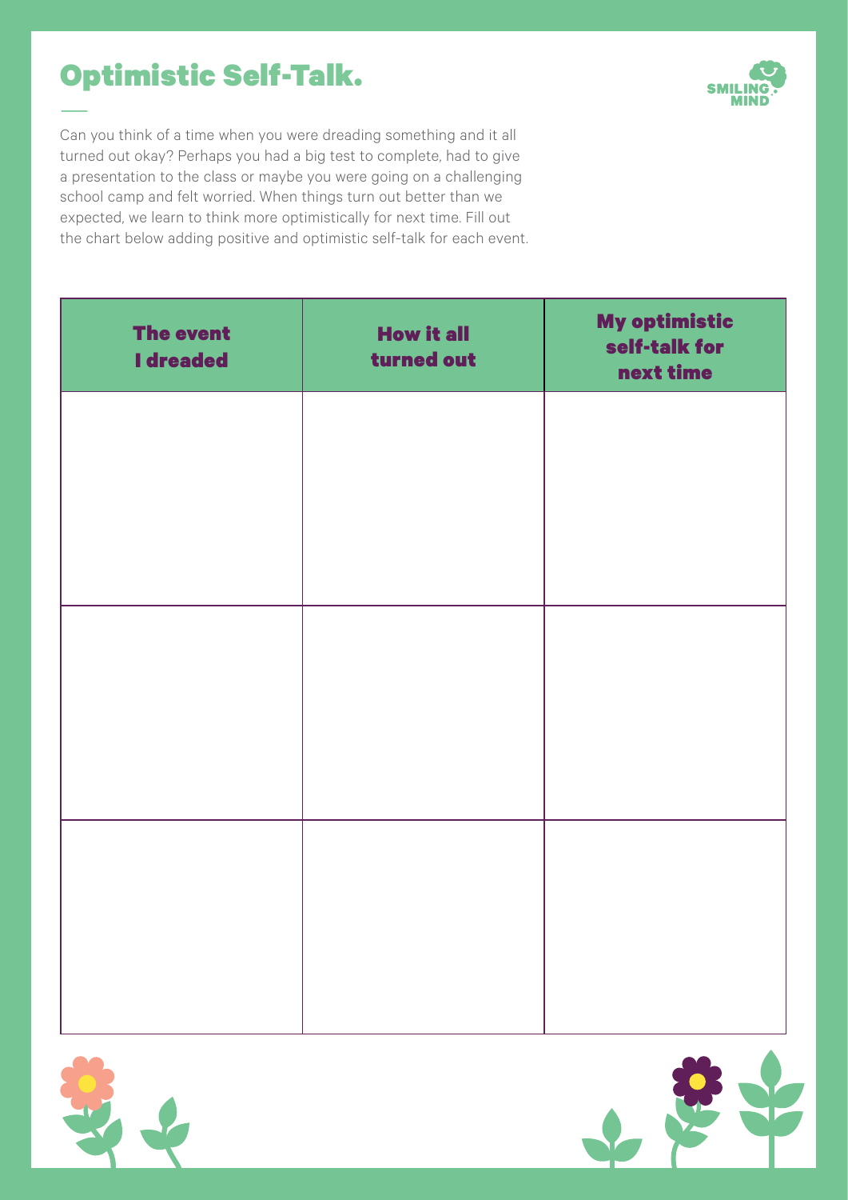# Optimistic Self-Talk.

Can you think of a time when you were dreading something and it all turned out okay? Perhaps you had a big test to complete, had to give a presentation to the class or maybe you were going on a challenging school camp and felt worried. When things turn out better than we expected, we learn to think more optimistically for next time. Fill out the chart below adding positive and optimistic self-talk for each event.

| The event I dreaded | How it all turned out | My optimistic self-talk for next time |
|---|---|---|
| | | |
| | | |
| | | |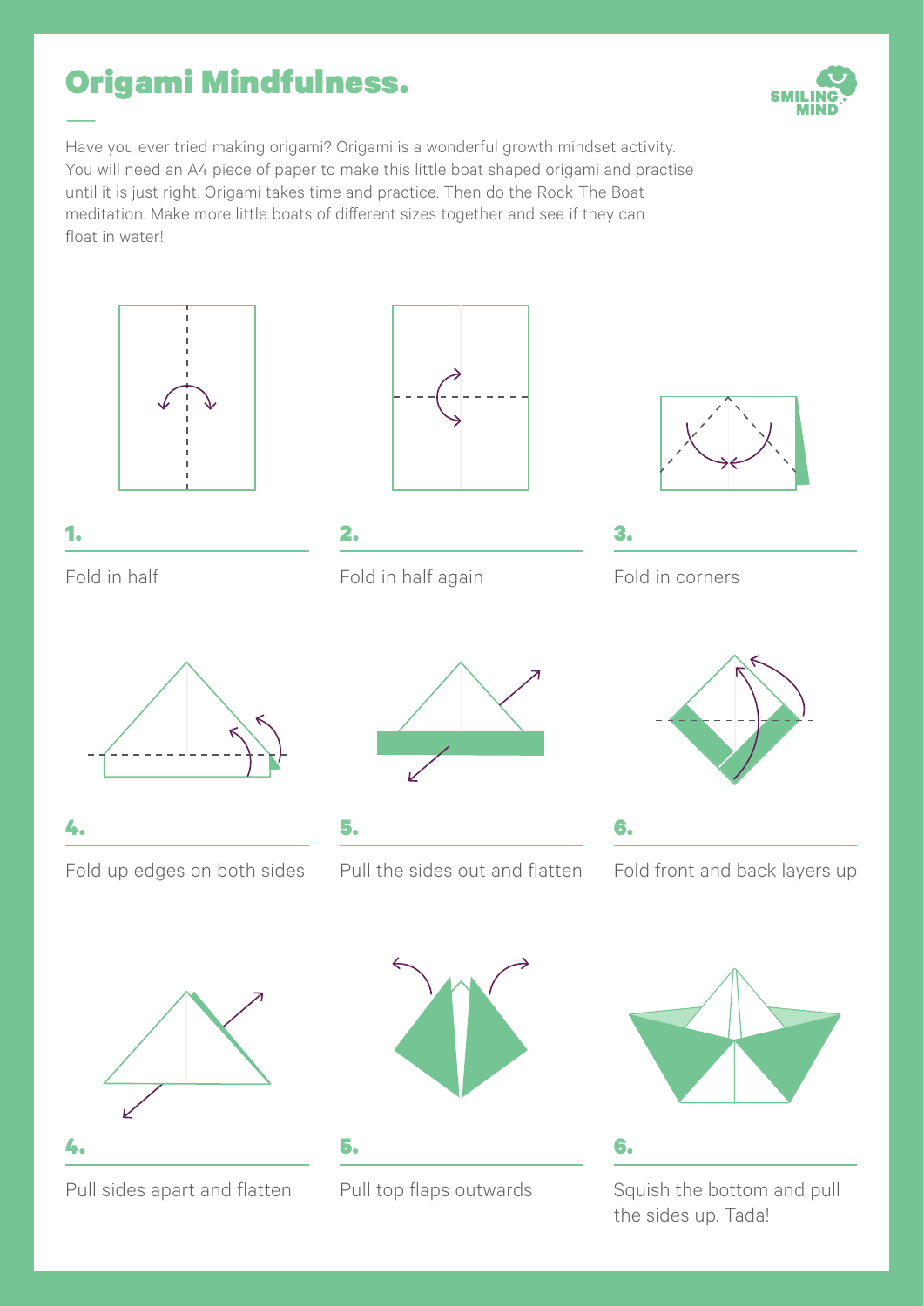# Origami Mindfulness.

Have you ever tried making origami? Origami is a wonderful growth mindset activity. You will need an A4 piece of paper to make this little boat shaped origami and practise until it is just right. Origami takes time and practice. Then do the Rock The Boat meditation. Make more little boats of different sizes together and see if they can float in water!

**1.**

Fold in half

**2.**

Fold in half again

**3.**

Fold in corners

**4.**

Fold up edges on both sides

**5.**

Pull the sides out and flatten

**6.**

Fold front and back layers up

**4.**

Pull sides apart and flatten

**5.**

Pull top flaps outwards

**6.**

Squish the bottom and pull the sides up. Tada!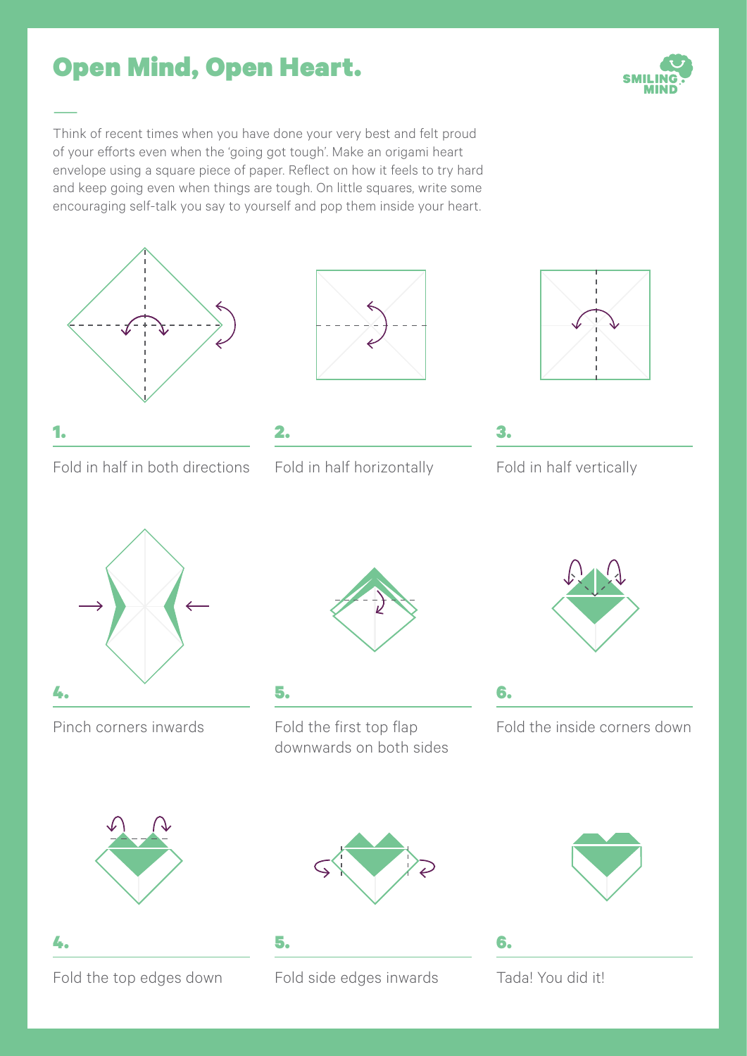# Open Mind, Open Heart.

SMILING MIND

Think of recent times when you have done your very best and felt proud of your efforts even when the 'going got tough'. Make an origami heart envelope using a square piece of paper. Reflect on how it feels to try hard and keep going even when things are tough. On little squares, write some encouraging self-talk you say to yourself and pop them inside your heart.

**1.**

Fold in half in both directions

**2.**

Fold in half horizontally

**3.**

Fold in half vertically

**4.**

Pinch corners inwards

**5.**

Fold the first top flap downwards on both sides

**6.**

Fold the inside corners down

**4.**

Fold the top edges down

**5.**

Fold side edges inwards

**6.**

Tada! You did it!